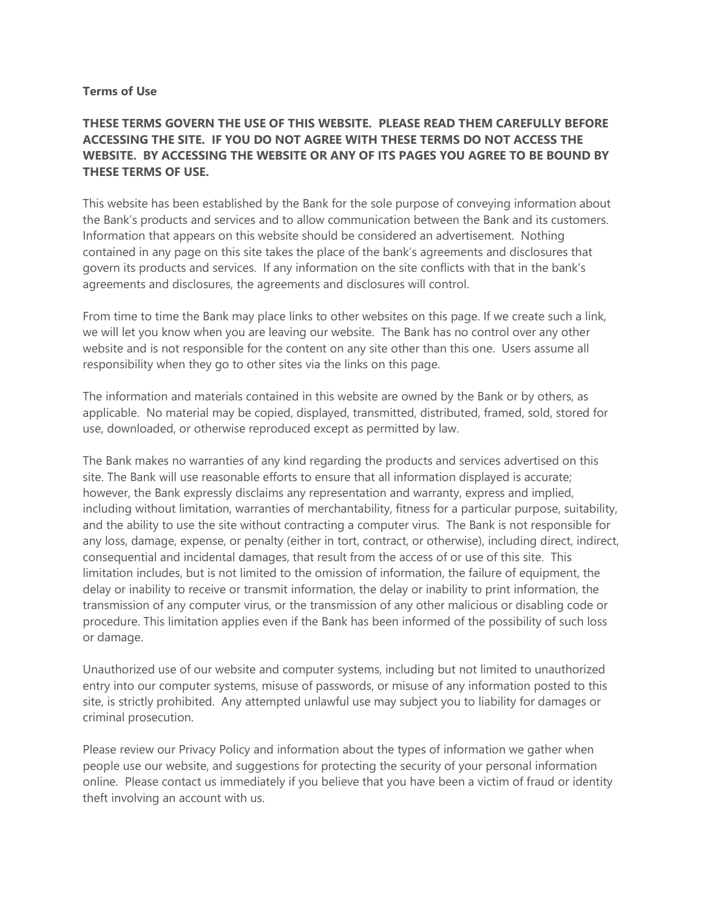**Terms of Use**

**THESE TERMS GOVERN THE USE OF THIS WEBSITE. PLEASE READ THEM CAREFULLY BEFORE ACCESSING THE SITE. IF YOU DO NOT AGREE WITH THESE TERMS DO NOT ACCESS THE WEBSITE. BY ACCESSING THE WEBSITE OR ANY OF ITS PAGES YOU AGREE TO BE BOUND BY THESE TERMS OF USE.**

This website has been established by the Bank for the sole purpose of conveying information about the Bank's products and services and to allow communication between the Bank and its customers. Information that appears on this website should be considered an advertisement. Nothing contained in any page on this site takes the place of the bank's agreements and disclosures that govern its products and services. If any information on the site conflicts with that in the bank's agreements and disclosures, the agreements and disclosures will control.

From time to time the Bank may place links to other websites on this page. If we create such a link, we will let you know when you are leaving our website. The Bank has no control over any other website and is not responsible for the content on any site other than this one. Users assume all responsibility when they go to other sites via the links on this page.

The information and materials contained in this website are owned by the Bank or by others, as applicable. No material may be copied, displayed, transmitted, distributed, framed, sold, stored for use, downloaded, or otherwise reproduced except as permitted by law.

The Bank makes no warranties of any kind regarding the products and services advertised on this site. The Bank will use reasonable efforts to ensure that all information displayed is accurate; however, the Bank expressly disclaims any representation and warranty, express and implied, including without limitation, warranties of merchantability, fitness for a particular purpose, suitability, and the ability to use the site without contracting a computer virus. The Bank is not responsible for any loss, damage, expense, or penalty (either in tort, contract, or otherwise), including direct, indirect, consequential and incidental damages, that result from the access of or use of this site. This limitation includes, but is not limited to the omission of information, the failure of equipment, the delay or inability to receive or transmit information, the delay or inability to print information, the transmission of any computer virus, or the transmission of any other malicious or disabling code or procedure. This limitation applies even if the Bank has been informed of the possibility of such loss or damage.

Unauthorized use of our website and computer systems, including but not limited to unauthorized entry into our computer systems, misuse of passwords, or misuse of any information posted to this site, is strictly prohibited. Any attempted unlawful use may subject you to liability for damages or criminal prosecution.

Please review our Privacy Policy and information about the types of information we gather when people use our website, and suggestions for protecting the security of your personal information online. Please contact us immediately if you believe that you have been a victim of fraud or identity theft involving an account with us.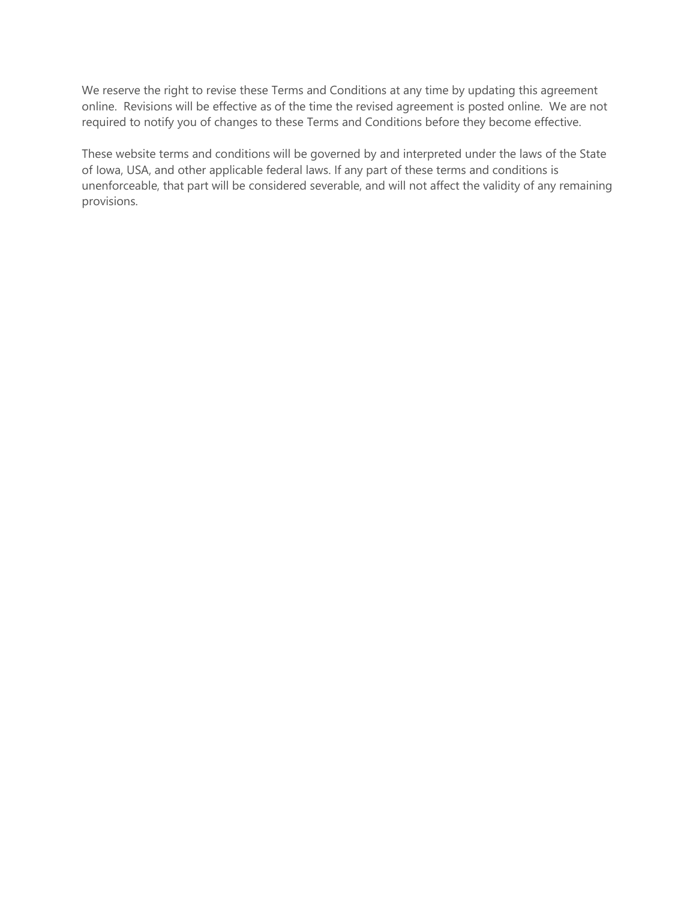We reserve the right to revise these Terms and Conditions at any time by updating this agreement online. Revisions will be effective as of the time the revised agreement is posted online. We are not required to notify you of changes to these Terms and Conditions before they become effective.

These website terms and conditions will be governed by and interpreted under the laws of the State of Iowa, USA, and other applicable federal laws. If any part of these terms and conditions is unenforceable, that part will be considered severable, and will not affect the validity of any remaining provisions.